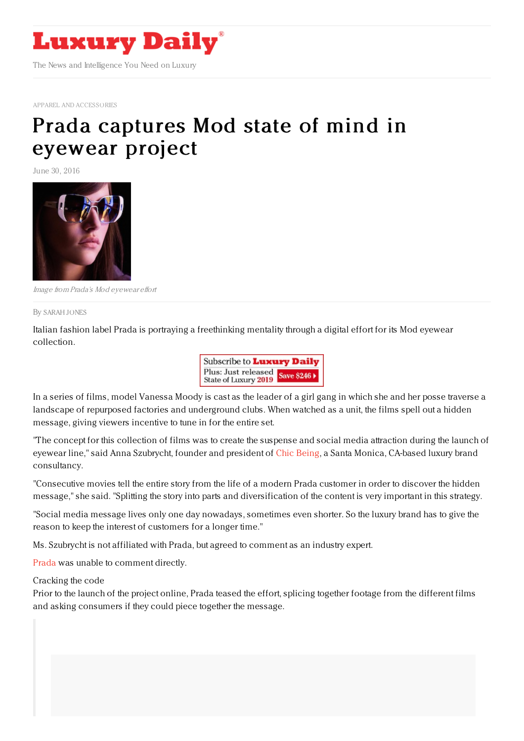# Luxury Daily

The News and Intelligence You Need on Luxury

APPAREL AND ACCESSORIES

# Prada captures Mod state of mind in eyewear project

June 30, 2016

*Image from Prada's Mod eyewear effort*

By SARAH JONES

Italian fashion label Prada is portraying a freethinking mentality through a digital effort for its Mod eyewear collection.

Subscribe to Luxury Daily
Plus: Just released State of Luxury 2019 Save $246

In a series of films, model Vanessa Moody is cast as the leader of a girl gang in which she and her posse traverse a landscape of repurposed factories and underground clubs. When watched as a unit, the films spell out a hidden message, giving viewers incentive to tune in for the entire set.

"The concept for this collection of films was to create the suspense and social media attraction during the launch of eyewear line," said Anna Szubrycht, founder and president of Chic Being, a Santa Monica, CA-based luxury brand consultancy.

"Consecutive movies tell the entire story from the life of a modern Prada customer in order to discover the hidden message," she said. "Splitting the story into parts and diversification of the content is very important in this strategy.

"Social media message lives only one day nowadays, sometimes even shorter. So the luxury brand has to give the reason to keep the interest of customers for a longer time."

Ms. Szubrycht is not affiliated with Prada, but agreed to comment as an industry expert.

Prada was unable to comment directly.

Cracking the code

Prior to the launch of the project online, Prada teased the effort, splicing together footage from the different films and asking consumers if they could piece together the message.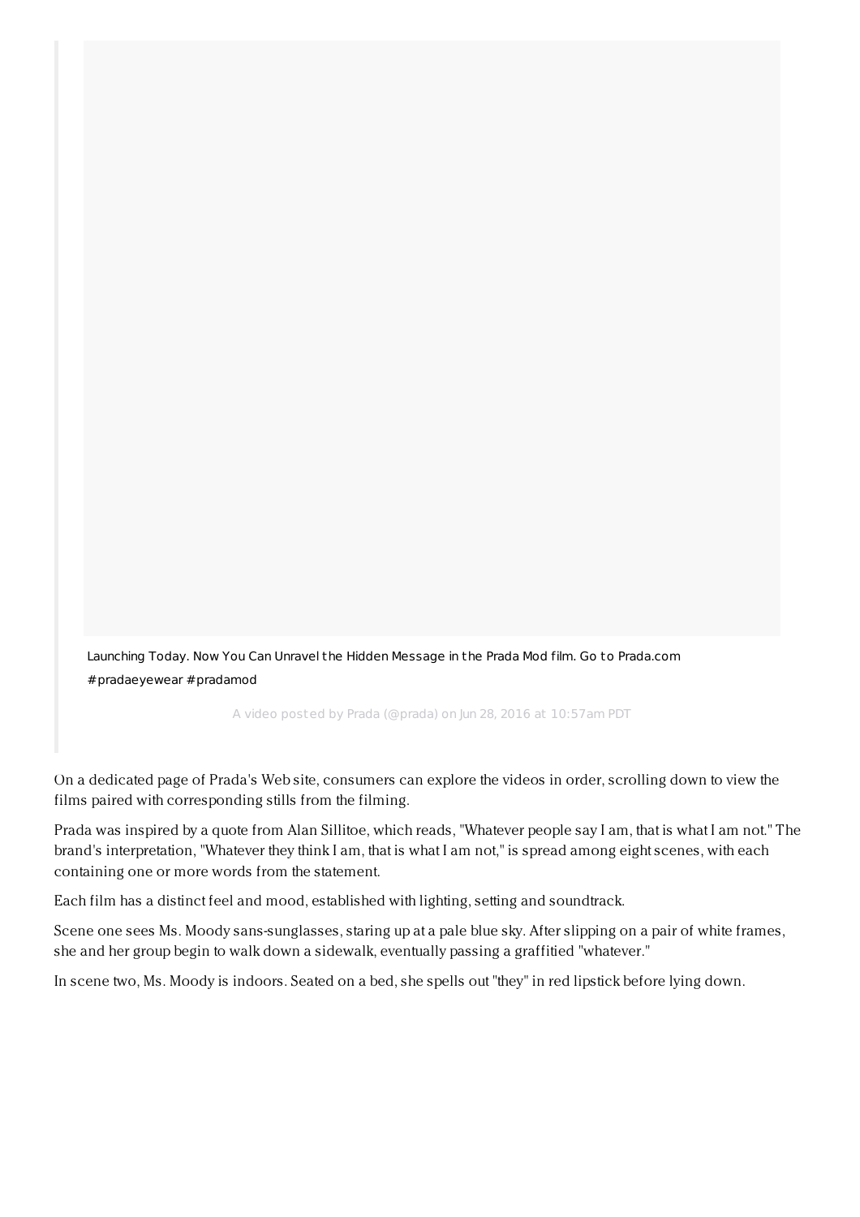Launching Today. Now You Can Unravel the Hidden Message in the Prada Mod film. Go to Prada.com #pradaeyewear #pradamod

A video posted by Prada (@prada) on Jun 28, 2016 at 10:57am PDT

On a dedicated page of Prada's Web site, consumers can explore the videos in order, scrolling down to view the films paired with corresponding stills from the filming.

Prada was inspired by a quote from Alan Sillitoe, which reads, "Whatever people say I am, that is what I am not." The brand's interpretation, "Whatever they think I am, that is what I am not," is spread among eight scenes, with each containing one or more words from the statement.

Each film has a distinct feel and mood, established with lighting, setting and soundtrack.

Scene one sees Ms. Moody sans-sunglasses, staring up at a pale blue sky. After slipping on a pair of white frames, she and her group begin to walk down a sidewalk, eventually passing a graffitied "whatever."

In scene two, Ms. Moody is indoors. Seated on a bed, she spells out "they" in red lipstick before lying down.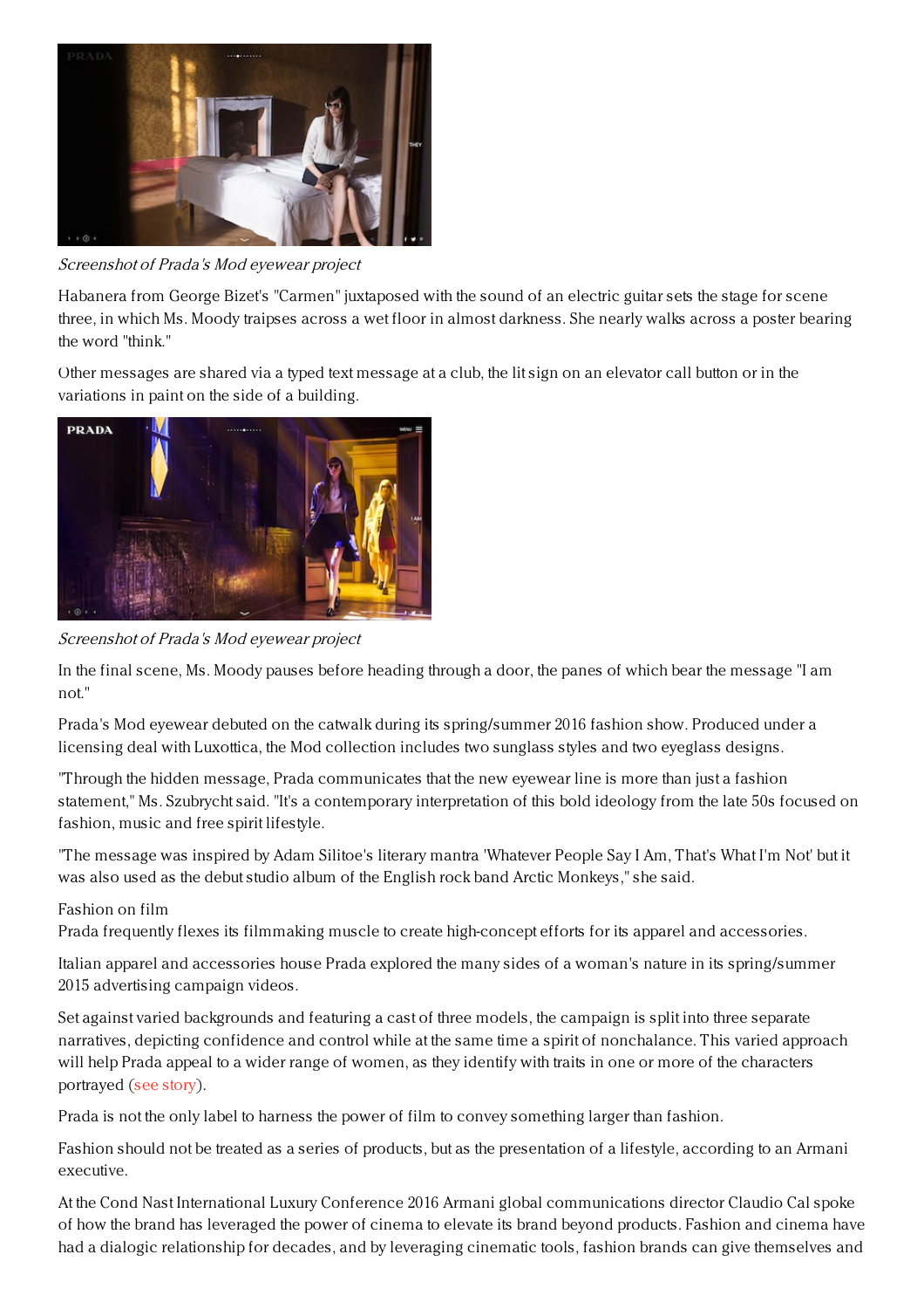*Screenshot of Prada's Mod eyewear project*

Habanera from George Bizet's "Carmen" juxtaposed with the sound of an electric guitar sets the stage for scene three, in which Ms. Moody traipses across a wet floor in almost darkness. She nearly walks across a poster bearing the word "think."

Other messages are shared via a typed text message at a club, the lit sign on an elevator call button or in the variations in paint on the side of a building.

*Screenshot of Prada's Mod eyewear project*

In the final scene, Ms. Moody pauses before heading through a door, the panes of which bear the message "I am not."

Prada's Mod eyewear debuted on the catwalk during its spring/summer 2016 fashion show. Produced under a licensing deal with Luxottica, the Mod collection includes two sunglass styles and two eyeglass designs.

"Through the hidden message, Prada communicates that the new eyewear line is more than just a fashion statement," Ms. Szubrycht said. "It's a contemporary interpretation of this bold ideology from the late 50s focused on fashion, music and free spirit lifestyle.

"The message was inspired by Adam Silitoe's literary mantra 'Whatever People Say I Am, That's What I'm Not' but it was also used as the debut studio album of the English rock band Arctic Monkeys," she said.

Fashion on film

Prada frequently flexes its filmmaking muscle to create high-concept efforts for its apparel and accessories.

Italian apparel and accessories house Prada explored the many sides of a woman's nature in its spring/summer 2015 advertising campaign videos.

Set against varied backgrounds and featuring a cast of three models, the campaign is split into three separate narratives, depicting confidence and control while at the same time a spirit of nonchalance. This varied approach will help Prada appeal to a wider range of women, as they identify with traits in one or more of the characters portrayed (see story).

Prada is not the only label to harness the power of film to convey something larger than fashion.

Fashion should not be treated as a series of products, but as the presentation of a lifestyle, according to an Armani executive.

At the Cond Nast International Luxury Conference 2016 Armani global communications director Claudio Cal spoke of how the brand has leveraged the power of cinema to elevate its brand beyond products. Fashion and cinema have had a dialogic relationship for decades, and by leveraging cinematic tools, fashion brands can give themselves and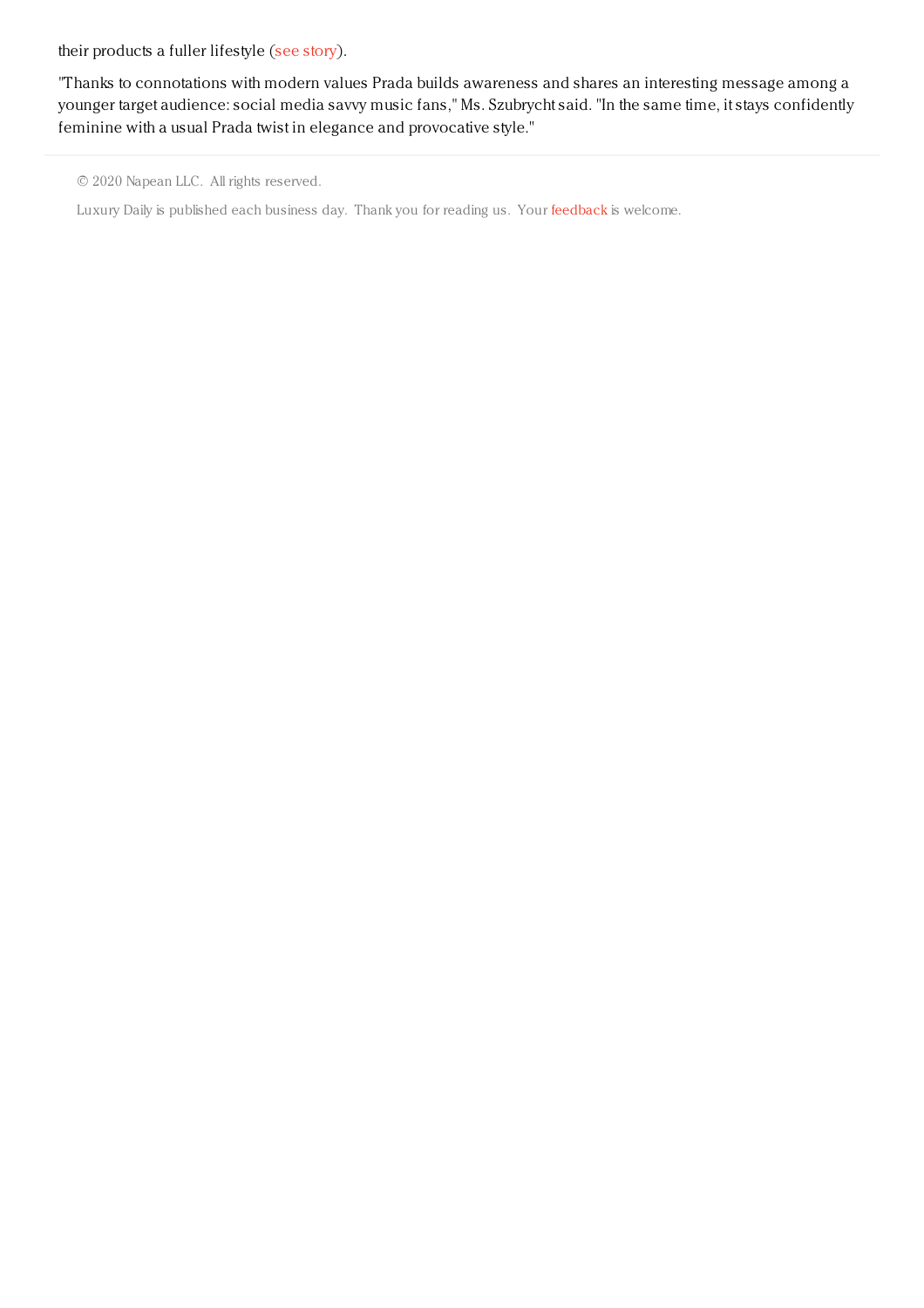their products a fuller lifestyle (see story).

"Thanks to connotations with modern values Prada builds awareness and shares an interesting message among a younger target audience: social media savvy music fans," Ms. Szubrycht said. "In the same time, it stays confidently feminine with a usual Prada twist in elegance and provocative style."

---

© 2020 Napean LLC. All rights reserved.

Luxury Daily is published each business day. Thank you for reading us. Your feedback is welcome.